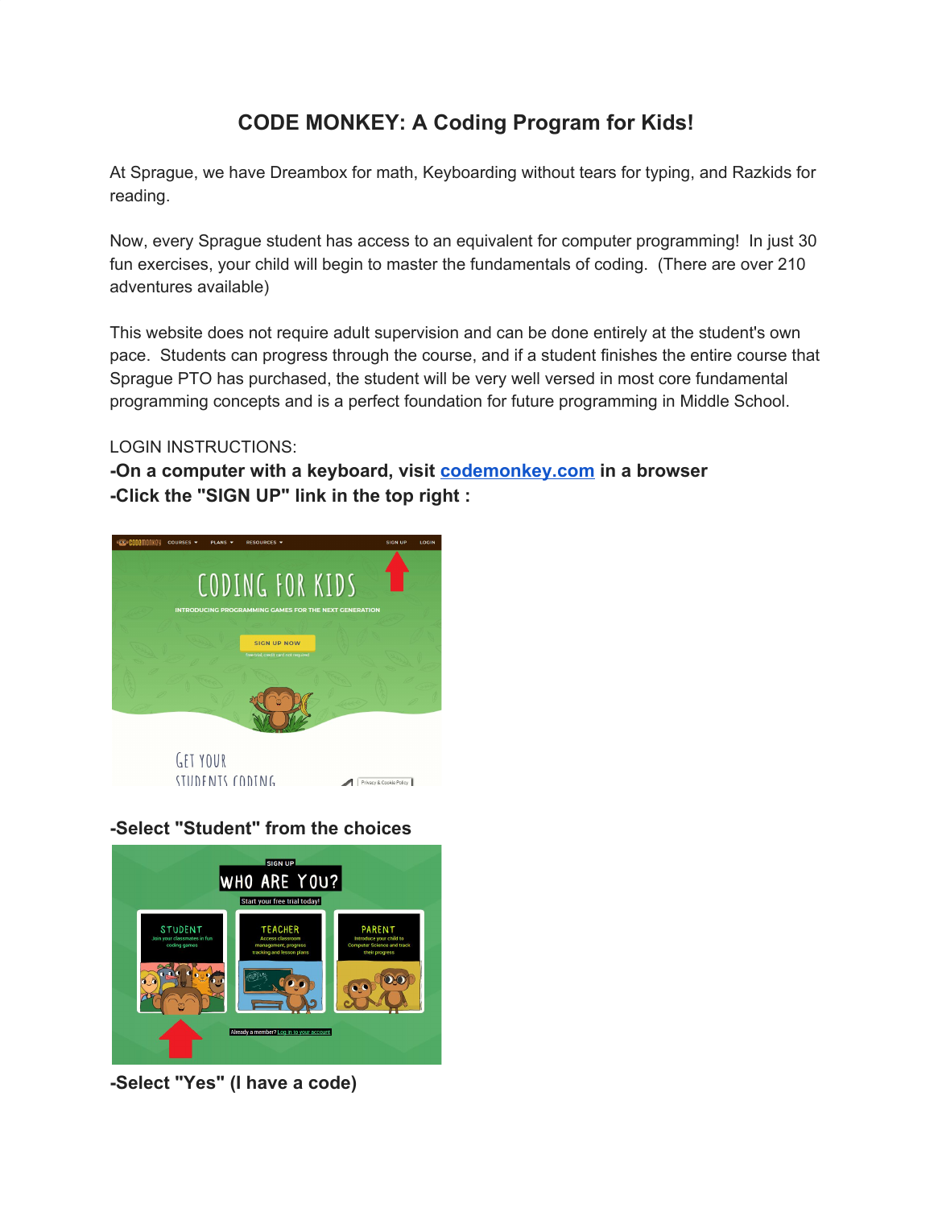# CODE MONKEY: A Coding Program for Kids!

At Sprague, we have Dreambox for math, Keyboarding without tears for typing, and Razkids for reading.

Now, every Sprague student has access to an equivalent for computer programming! In just 30 fun exercises, your child will begin to master the fundamentals of coding. (There are over 210 adventures available)

This website does not require adult supervision and can be done entirely at the student's own pace. Students can progress through the course, and if a student finishes the entire course that Sprague PTO has purchased, the student will be very well versed in most core fundamental programming concepts and is a perfect foundation for future programming in Middle School.

LOGIN INSTRUCTIONS:

**-On a computer with a keyboard, visit [codemonkey.com](codemonkey.com) in a browser**

**-Click the "SIGN UP" link in the top right :**

**-Select "Student" from the choices**

**-Select "Yes" (I have a code)**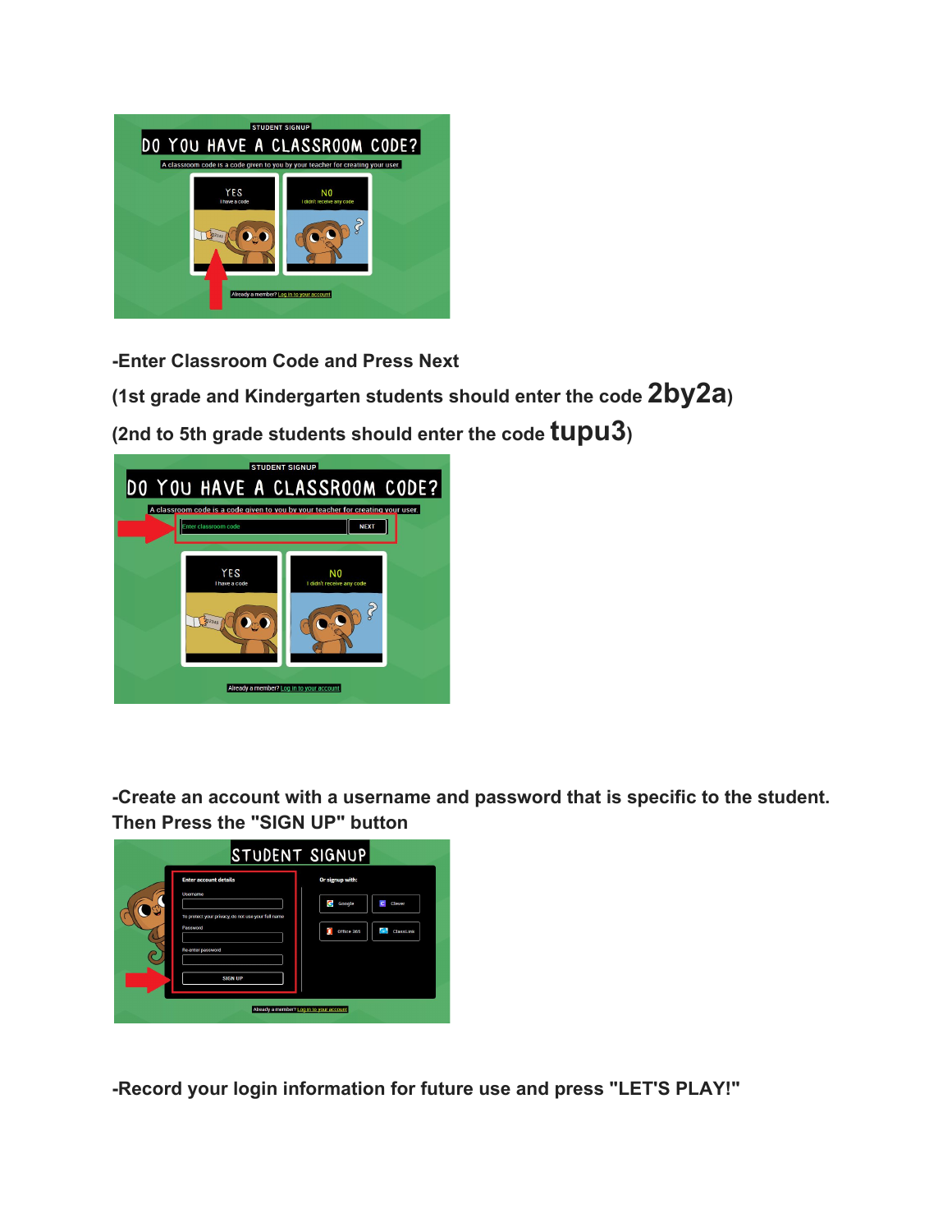-Enter Classroom Code and Press Next

(1st grade and Kindergarten students should enter the code **2by2a**)

(2nd to 5th grade students should enter the code **tupu3**)

-Create an account with a username and password that is specific to the student. Then Press the "SIGN UP" button

-Record your login information for future use and press "LET'S PLAY!"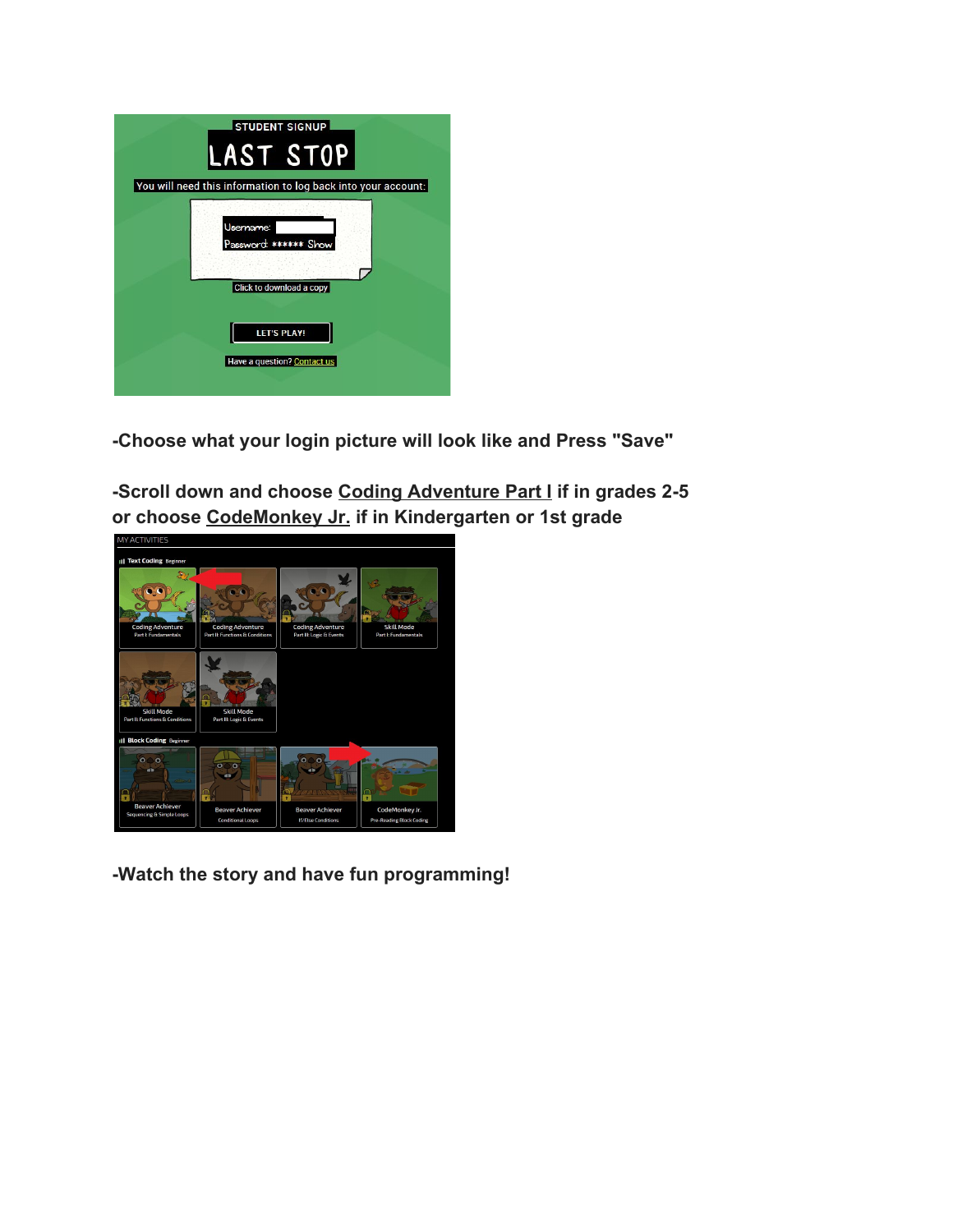**-Choose what your login picture will look like and Press "Save"**

**-Scroll down and choose Coding Adventure Part I if in grades 2-5 or choose CodeMonkey Jr. if in Kindergarten or 1st grade**

**-Watch the story and have fun programming!**